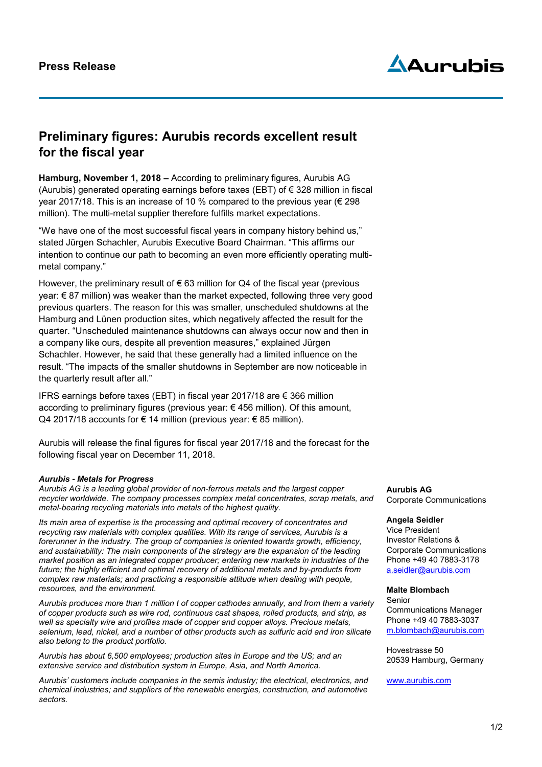**Press Release**

# Preliminary figures: Aurubis records excellent result for the fiscal year

**Hamburg, November 1, 2018 –** According to preliminary figures, Aurubis AG (Aurubis) generated operating earnings before taxes (EBT) of € 328 million in fiscal year 2017/18. This is an increase of 10 % compared to the previous year (€ 298 million). The multi-metal supplier therefore fulfills market expectations.

"We have one of the most successful fiscal years in company history behind us," stated Jürgen Schachler, Aurubis Executive Board Chairman. "This affirms our intention to continue our path to becoming an even more efficiently operating multi-metal company."

However, the preliminary result of € 63 million for Q4 of the fiscal year (previous year: € 87 million) was weaker than the market expected, following three very good previous quarters. The reason for this was smaller, unscheduled shutdowns at the Hamburg and Lünen production sites, which negatively affected the result for the quarter. "Unscheduled maintenance shutdowns can always occur now and then in a company like ours, despite all prevention measures," explained Jürgen Schachler. However, he said that these generally had a limited influence on the result. "The impacts of the smaller shutdowns in September are now noticeable in the quarterly result after all."

IFRS earnings before taxes (EBT) in fiscal year 2017/18 are € 366 million according to preliminary figures (previous year: € 456 million). Of this amount, Q4 2017/18 accounts for € 14 million (previous year: € 85 million).

Aurubis will release the final figures for fiscal year 2017/18 and the forecast for the following fiscal year on December 11, 2018.

***Aurubis - Metals for Progress***

*Aurubis AG is a leading global provider of non-ferrous metals and the largest copper recycler worldwide. The company processes complex metal concentrates, scrap metals, and metal-bearing recycling materials into metals of the highest quality.*

*Its main area of expertise is the processing and optimal recovery of concentrates and recycling raw materials with complex qualities. With its range of services, Aurubis is a forerunner in the industry. The group of companies is oriented towards growth, efficiency, and sustainability: The main components of the strategy are the expansion of the leading market position as an integrated copper producer; entering new markets in industries of the future; the highly efficient and optimal recovery of additional metals and by-products from complex raw materials; and practicing a responsible attitude when dealing with people, resources, and the environment.*

*Aurubis produces more than 1 million t of copper cathodes annually, and from them a variety of copper products such as wire rod, continuous cast shapes, rolled products, and strip, as well as specialty wire and profiles made of copper and copper alloys. Precious metals, selenium, lead, nickel, and a number of other products such as sulfuric acid and iron silicate also belong to the product portfolio.*

*Aurubis has about 6,500 employees; production sites in Europe and the US; and an extensive service and distribution system in Europe, Asia, and North America.*

*Aurubis' customers include companies in the semis industry; the electrical, electronics, and chemical industries; and suppliers of the renewable energies, construction, and automotive sectors.*

**Aurubis AG**
Corporate Communications

**Angela Seidler**
Vice President
Investor Relations &
Corporate Communications
Phone +49 40 7883-3178
a.seidler@aurubis.com

**Malte Blombach**
Senior
Communications Manager
Phone +49 40 7883-3037
m.blombach@aurubis.com

Hovestrasse 50
20539 Hamburg, Germany

www.aurubis.com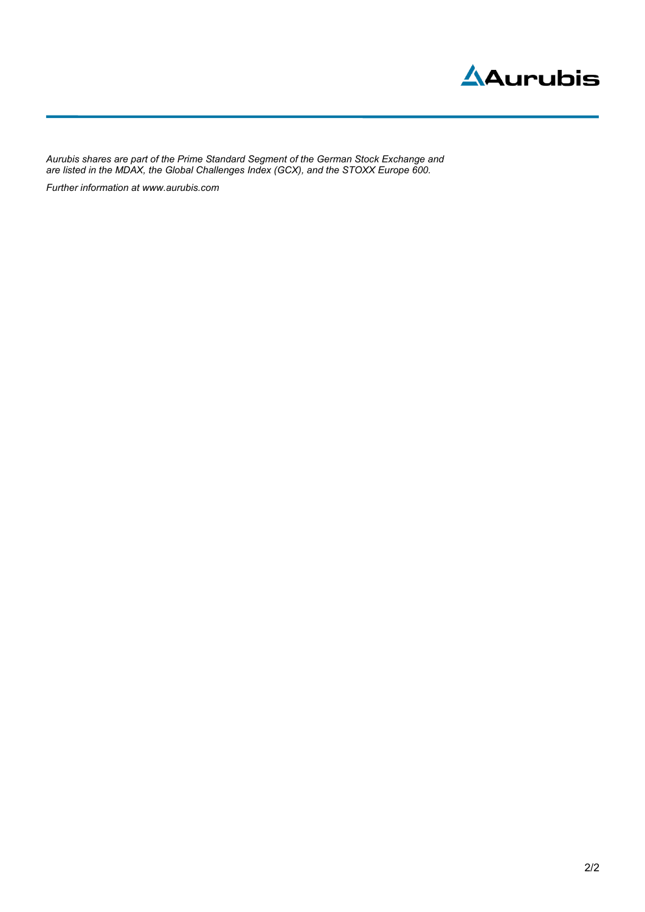*Aurubis shares are part of the Prime Standard Segment of the German Stock Exchange and are listed in the MDAX, the Global Challenges Index (GCX), and the STOXX Europe 600.*

*Further information at www.aurubis.com*